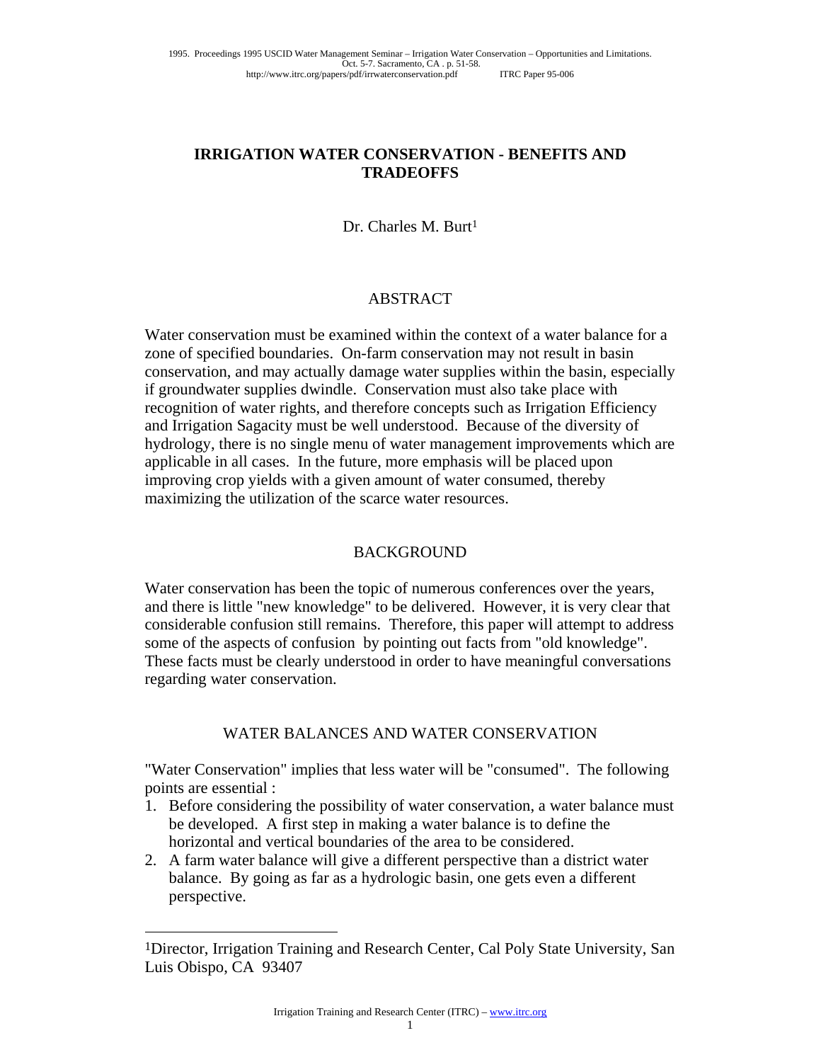# IRRIGATION WATER CONSERVATION - BENEFITS AND TRADEOFFS

Dr. Charles M. Burt[1]

## ABSTRACT

Water conservation must be examined within the context of a water balance for a zone of specified boundaries. On-farm conservation may not result in basin conservation, and may actually damage water supplies within the basin, especially if groundwater supplies dwindle. Conservation must also take place with recognition of water rights, and therefore concepts such as Irrigation Efficiency and Irrigation Sagacity must be well understood. Because of the diversity of hydrology, there is no single menu of water management improvements which are applicable in all cases. In the future, more emphasis will be placed upon improving crop yields with a given amount of water consumed, thereby maximizing the utilization of the scarce water resources.

## BACKGROUND

Water conservation has been the topic of numerous conferences over the years, and there is little "new knowledge" to be delivered. However, it is very clear that considerable confusion still remains. Therefore, this paper will attempt to address some of the aspects of confusion by pointing out facts from "old knowledge". These facts must be clearly understood in order to have meaningful conversations regarding water conservation.

## WATER BALANCES AND WATER CONSERVATION

"Water Conservation" implies that less water will be "consumed". The following points are essential :

1. Before considering the possibility of water conservation, a water balance must be developed. A first step in making a water balance is to define the horizontal and vertical boundaries of the area to be considered.
2. A farm water balance will give a different perspective than a district water balance. By going as far as a hydrologic basin, one gets even a different perspective.

---

[1]Director, Irrigation Training and Research Center, Cal Poly State University, San Luis Obispo, CA 93407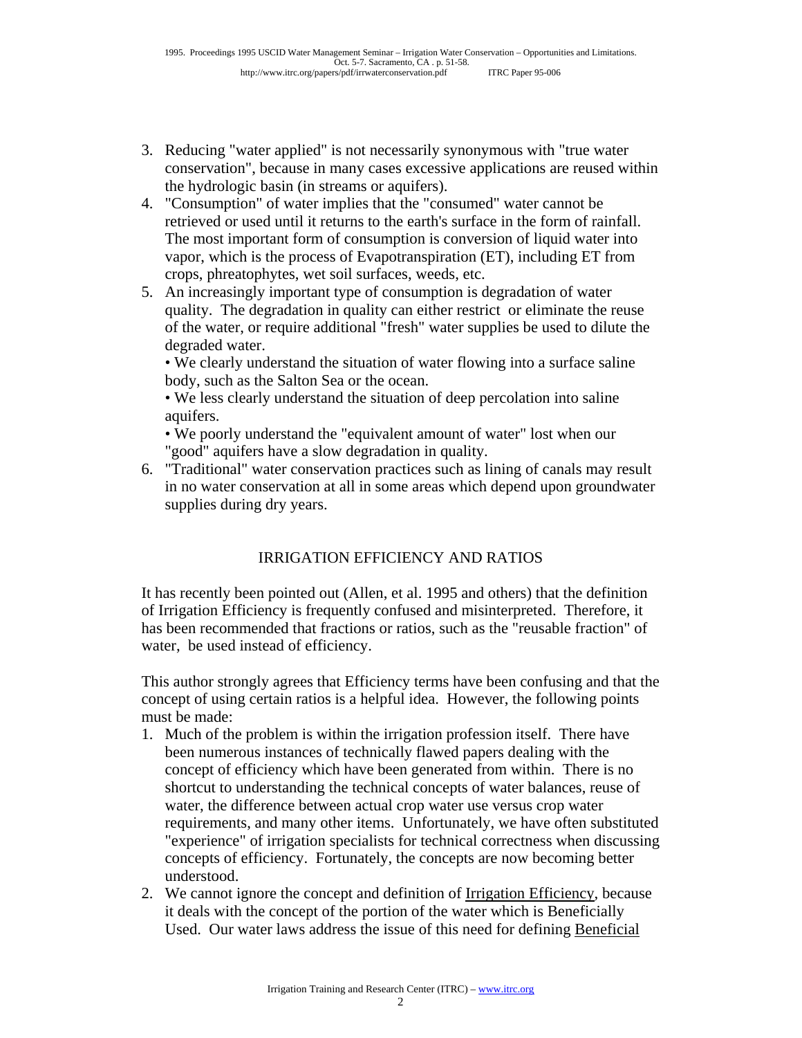3. Reducing "water applied" is not necessarily synonymous with "true water conservation", because in many cases excessive applications are reused within the hydrologic basin (in streams or aquifers).
4. "Consumption" of water implies that the "consumed" water cannot be retrieved or used until it returns to the earth's surface in the form of rainfall. The most important form of consumption is conversion of liquid water into vapor, which is the process of Evapotranspiration (ET), including ET from crops, phreatophytes, wet soil surfaces, weeds, etc.
5. An increasingly important type of consumption is degradation of water quality. The degradation in quality can either restrict or eliminate the reuse of the water, or require additional "fresh" water supplies be used to dilute the degraded water.
   • We clearly understand the situation of water flowing into a surface saline body, such as the Salton Sea or the ocean.
   • We less clearly understand the situation of deep percolation into saline aquifers.
   • We poorly understand the "equivalent amount of water" lost when our "good" aquifers have a slow degradation in quality.
6. "Traditional" water conservation practices such as lining of canals may result in no water conservation at all in some areas which depend upon groundwater supplies during dry years.

## IRRIGATION EFFICIENCY AND RATIOS

It has recently been pointed out (Allen, et al. 1995 and others) that the definition of Irrigation Efficiency is frequently confused and misinterpreted. Therefore, it has been recommended that fractions or ratios, such as the "reusable fraction" of water, be used instead of efficiency.

This author strongly agrees that Efficiency terms have been confusing and that the concept of using certain ratios is a helpful idea. However, the following points must be made:

1. Much of the problem is within the irrigation profession itself. There have been numerous instances of technically flawed papers dealing with the concept of efficiency which have been generated from within. There is no shortcut to understanding the technical concepts of water balances, reuse of water, the difference between actual crop water use versus crop water requirements, and many other items. Unfortunately, we have often substituted "experience" of irrigation specialists for technical correctness when discussing concepts of efficiency. Fortunately, the concepts are now becoming better understood.
2. We cannot ignore the concept and definition of Irrigation Efficiency, because it deals with the concept of the portion of the water which is Beneficially Used. Our water laws address the issue of this need for defining Beneficial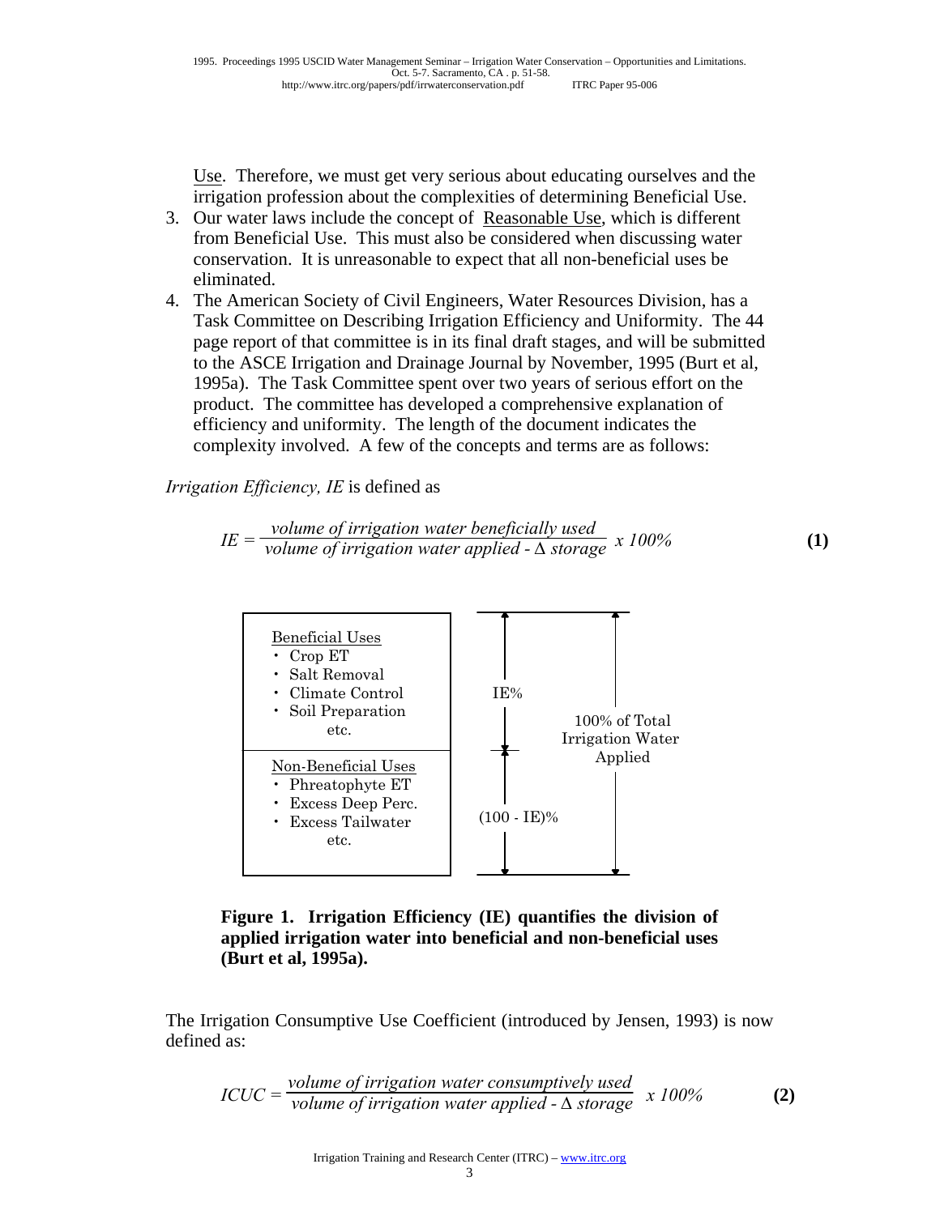Use. Therefore, we must get very serious about educating ourselves and the irrigation profession about the complexities of determining Beneficial Use.

3. Our water laws include the concept of Reasonable Use, which is different from Beneficial Use. This must also be considered when discussing water conservation. It is unreasonable to expect that all non-beneficial uses be eliminated.
4. The American Society of Civil Engineers, Water Resources Division, has a Task Committee on Describing Irrigation Efficiency and Uniformity. The 44 page report of that committee is in its final draft stages, and will be submitted to the ASCE Irrigation and Drainage Journal by November, 1995 (Burt et al, 1995a). The Task Committee spent over two years of serious effort on the product. The committee has developed a comprehensive explanation of efficiency and uniformity. The length of the document indicates the complexity involved. A few of the concepts and terms are as follows:

*Irrigation Efficiency, IE* is defined as

$$IE = \frac{\text{volume of irrigation water beneficially used}}{\text{volume of irrigation water applied - } \Delta \text{ storage}} \times 100\% \quad \textbf{(1)}$$

| | | |
|---|---|---|
| Beneficial Uses: Crop ET, Salt Removal, Climate Control, Soil Preparation, etc. | IE% | 100% of Total Irrigation Water Applied |
| Non-Beneficial Uses: Phreatophyte ET, Excess Deep Perc., Excess Tailwater, etc. | (100 - IE)% | |

**Figure 1. Irrigation Efficiency (IE) quantifies the division of applied irrigation water into beneficial and non-beneficial uses (Burt et al, 1995a).**

The Irrigation Consumptive Use Coefficient (introduced by Jensen, 1993) is now defined as:

$$ICUC = \frac{\text{volume of irrigation water consumptively used}}{\text{volume of irrigation water applied - } \Delta \text{ storage}} \times 100\% \quad \textbf{(2)}$$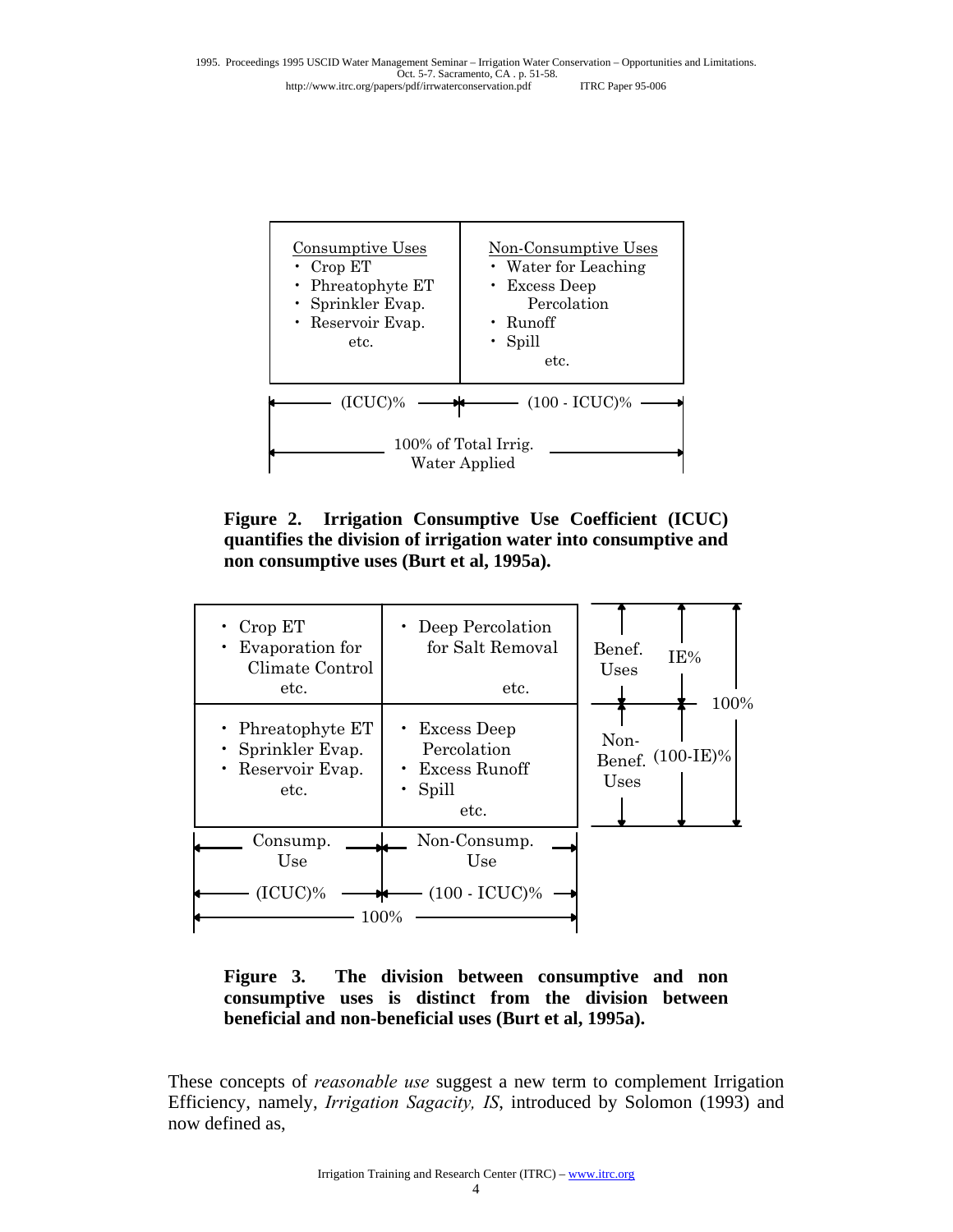| Consumptive Uses | Non-Consumptive Uses |
|---|---|
| • Crop ET<br>• Phreatophyte ET<br>• Sprinkler Evap.<br>• Reservoir Evap.<br>etc. | • Water for Leaching<br>• Excess Deep Percolation<br>• Runoff<br>• Spill<br>etc. |
| (ICUC)% | (100 - ICUC)% |

100% of Total Irrig. Water Applied

**Figure 2. Irrigation Consumptive Use Coefficient (ICUC) quantifies the division of irrigation water into consumptive and non consumptive uses (Burt et al, 1995a).**

| Consump. Use (ICUC)% | Non-Consump. Use (100 - ICUC)% | | |
|---|---|---|---|
| • Crop ET<br>• Evaporation for Climate Control<br>etc. | • Deep Percolation for Salt Removal<br>etc. | Benef. Uses | IE% |
| • Phreatophyte ET<br>• Sprinkler Evap.<br>• Reservoir Evap.<br>etc. | • Excess Deep Percolation<br>• Excess Runoff<br>• Spill<br>etc. | Non-Benef. Uses | (100-IE)% |

100%

**Figure 3. The division between consumptive and non consumptive uses is distinct from the division between beneficial and non-beneficial uses (Burt et al, 1995a).**

These concepts of *reasonable use* suggest a new term to complement Irrigation Efficiency, namely, *Irrigation Sagacity, IS*, introduced by Solomon (1993) and now defined as,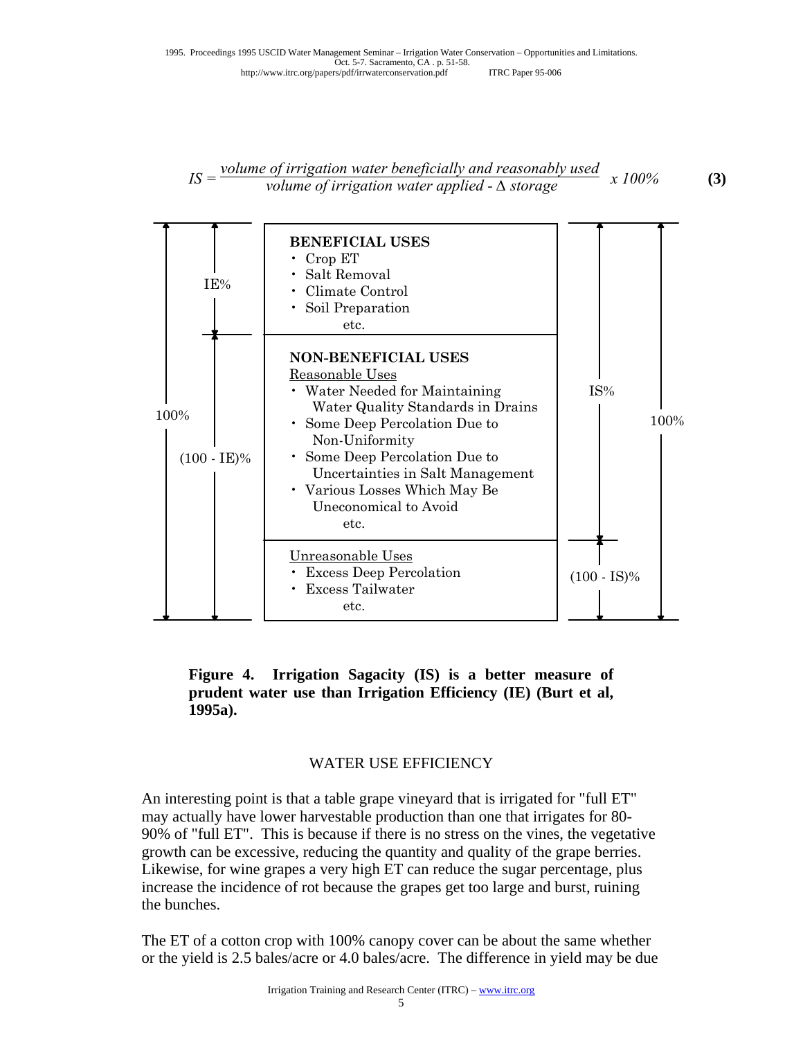$$IS = \frac{\textit{volume of irrigation water beneficially and reasonably used}}{\textit{volume of irrigation water applied - } \Delta \textit{ storage}} \times 100\% \qquad \textbf{(3)}$$

| | | | | |
|---|---|---|---|---|
| 100% | IE% | **BENEFICIAL USES**<br>• Crop ET<br>• Salt Removal<br>• Climate Control<br>• Soil Preparation<br>etc. | IS% | 100% |
| | (100 - IE)% | **NON-BENEFICIAL USES**<br>Reasonable Uses<br>• Water Needed for Maintaining Water Quality Standards in Drains<br>• Some Deep Percolation Due to Non-Uniformity<br>• Some Deep Percolation Due to Uncertainties in Salt Management<br>• Various Losses Which May Be Uneconomical to Avoid<br>etc. | | |
| | | Unreasonable Uses<br>• Excess Deep Percolation<br>• Excess Tailwater<br>etc. | (100 - IS)% | |

**Figure 4. Irrigation Sagacity (IS) is a better measure of prudent water use than Irrigation Efficiency (IE) (Burt et al, 1995a).**

## WATER USE EFFICIENCY

An interesting point is that a table grape vineyard that is irrigated for "full ET" may actually have lower harvestable production than one that irrigates for 80-90% of "full ET". This is because if there is no stress on the vines, the vegetative growth can be excessive, reducing the quantity and quality of the grape berries. Likewise, for wine grapes a very high ET can reduce the sugar percentage, plus increase the incidence of rot because the grapes get too large and burst, ruining the bunches.

The ET of a cotton crop with 100% canopy cover can be about the same whether or the yield is 2.5 bales/acre or 4.0 bales/acre. The difference in yield may be due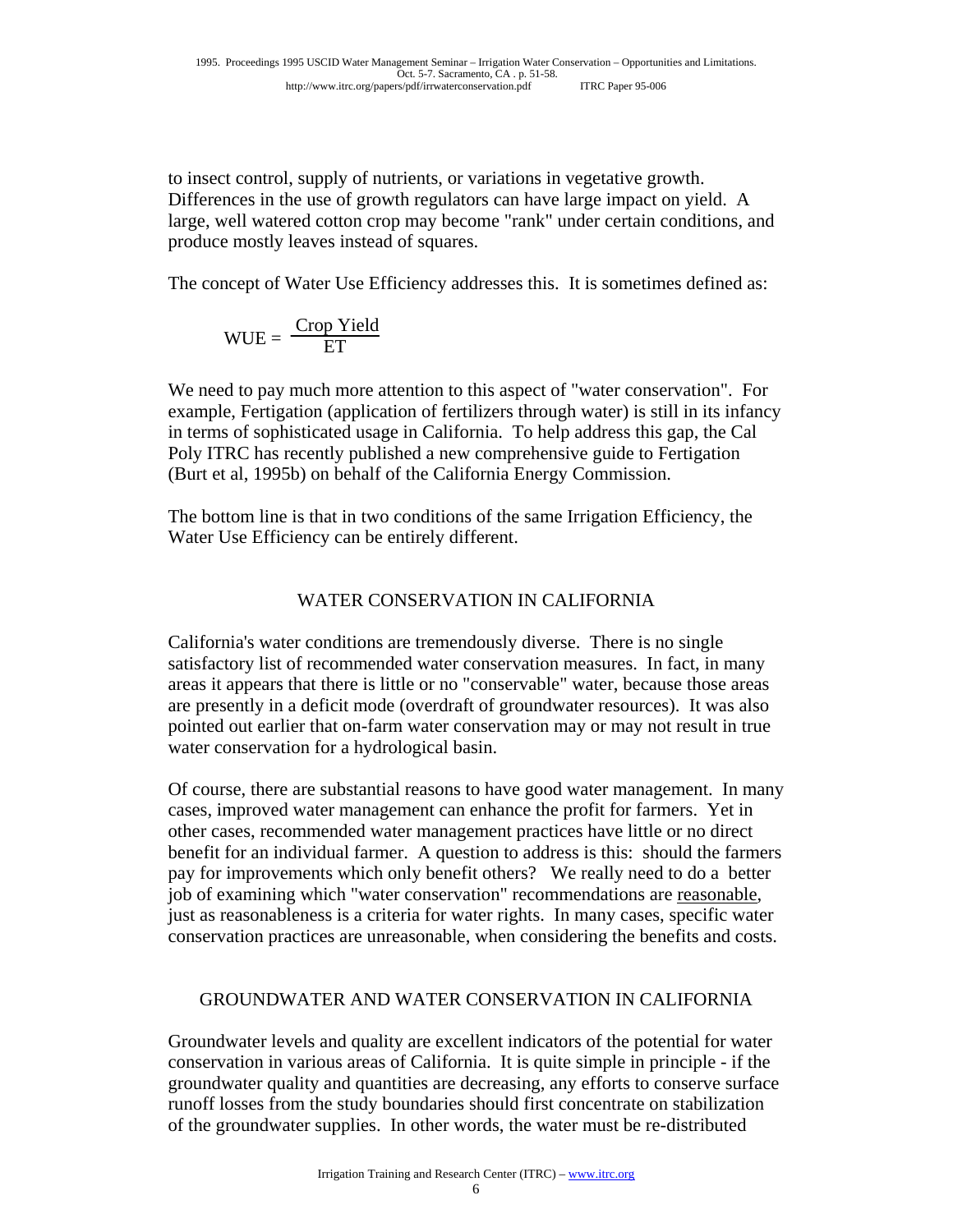to insect control, supply of nutrients, or variations in vegetative growth. Differences in the use of growth regulators can have large impact on yield. A large, well watered cotton crop may become "rank" under certain conditions, and produce mostly leaves instead of squares.

The concept of Water Use Efficiency addresses this. It is sometimes defined as:

$$WUE = \frac{\text{Crop Yield}}{\text{ET}}$$

We need to pay much more attention to this aspect of "water conservation". For example, Fertigation (application of fertilizers through water) is still in its infancy in terms of sophisticated usage in California. To help address this gap, the Cal Poly ITRC has recently published a new comprehensive guide to Fertigation (Burt et al, 1995b) on behalf of the California Energy Commission.

The bottom line is that in two conditions of the same Irrigation Efficiency, the Water Use Efficiency can be entirely different.

## WATER CONSERVATION IN CALIFORNIA

California's water conditions are tremendously diverse. There is no single satisfactory list of recommended water conservation measures. In fact, in many areas it appears that there is little or no "conservable" water, because those areas are presently in a deficit mode (overdraft of groundwater resources). It was also pointed out earlier that on-farm water conservation may or may not result in true water conservation for a hydrological basin.

Of course, there are substantial reasons to have good water management. In many cases, improved water management can enhance the profit for farmers. Yet in other cases, recommended water management practices have little or no direct benefit for an individual farmer. A question to address is this: should the farmers pay for improvements which only benefit others? We really need to do a better job of examining which "water conservation" recommendations are <u>reasonable</u>, just as reasonableness is a criteria for water rights. In many cases, specific water conservation practices are unreasonable, when considering the benefits and costs.

## GROUNDWATER AND WATER CONSERVATION IN CALIFORNIA

Groundwater levels and quality are excellent indicators of the potential for water conservation in various areas of California. It is quite simple in principle - if the groundwater quality and quantities are decreasing, any efforts to conserve surface runoff losses from the study boundaries should first concentrate on stabilization of the groundwater supplies. In other words, the water must be re-distributed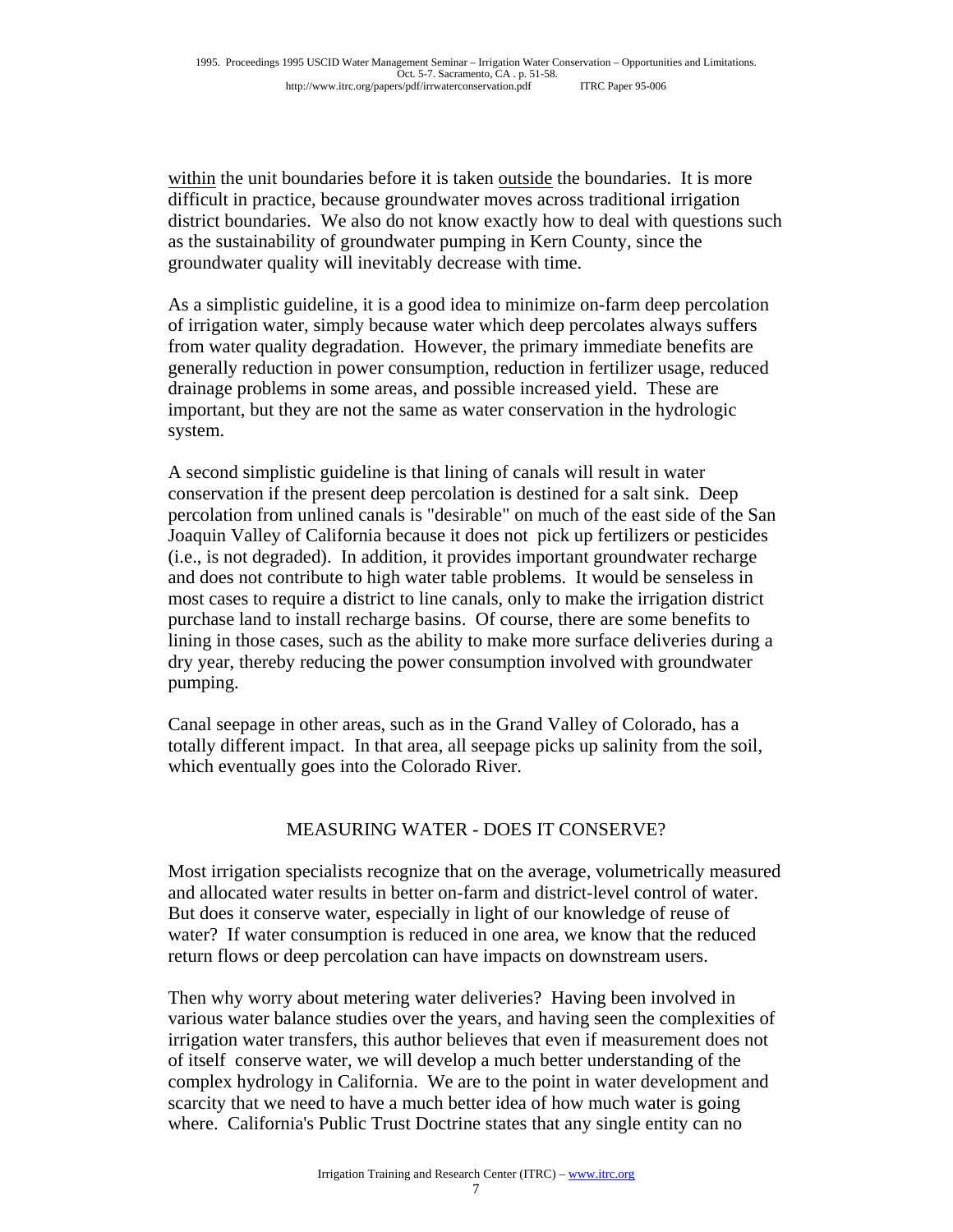within the unit boundaries before it is taken outside the boundaries. It is more difficult in practice, because groundwater moves across traditional irrigation district boundaries. We also do not know exactly how to deal with questions such as the sustainability of groundwater pumping in Kern County, since the groundwater quality will inevitably decrease with time.

As a simplistic guideline, it is a good idea to minimize on-farm deep percolation of irrigation water, simply because water which deep percolates always suffers from water quality degradation. However, the primary immediate benefits are generally reduction in power consumption, reduction in fertilizer usage, reduced drainage problems in some areas, and possible increased yield. These are important, but they are not the same as water conservation in the hydrologic system.

A second simplistic guideline is that lining of canals will result in water conservation if the present deep percolation is destined for a salt sink. Deep percolation from unlined canals is "desirable" on much of the east side of the San Joaquin Valley of California because it does not pick up fertilizers or pesticides (i.e., is not degraded). In addition, it provides important groundwater recharge and does not contribute to high water table problems. It would be senseless in most cases to require a district to line canals, only to make the irrigation district purchase land to install recharge basins. Of course, there are some benefits to lining in those cases, such as the ability to make more surface deliveries during a dry year, thereby reducing the power consumption involved with groundwater pumping.

Canal seepage in other areas, such as in the Grand Valley of Colorado, has a totally different impact. In that area, all seepage picks up salinity from the soil, which eventually goes into the Colorado River.

## MEASURING WATER - DOES IT CONSERVE?

Most irrigation specialists recognize that on the average, volumetrically measured and allocated water results in better on-farm and district-level control of water. But does it conserve water, especially in light of our knowledge of reuse of water? If water consumption is reduced in one area, we know that the reduced return flows or deep percolation can have impacts on downstream users.

Then why worry about metering water deliveries? Having been involved in various water balance studies over the years, and having seen the complexities of irrigation water transfers, this author believes that even if measurement does not of itself conserve water, we will develop a much better understanding of the complex hydrology in California. We are to the point in water development and scarcity that we need to have a much better idea of how much water is going where. California's Public Trust Doctrine states that any single entity can no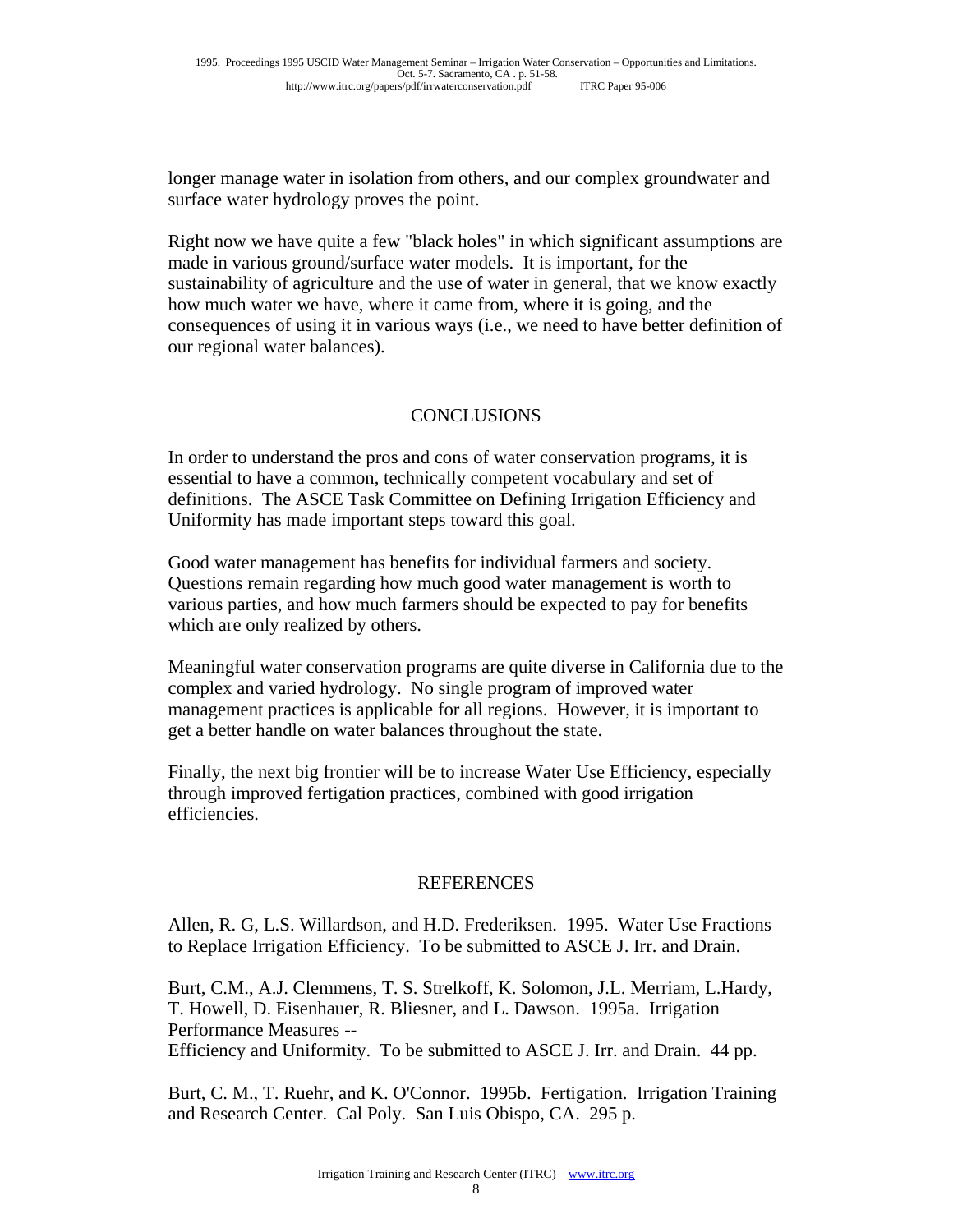longer manage water in isolation from others, and our complex groundwater and surface water hydrology proves the point.

Right now we have quite a few "black holes" in which significant assumptions are made in various ground/surface water models. It is important, for the sustainability of agriculture and the use of water in general, that we know exactly how much water we have, where it came from, where it is going, and the consequences of using it in various ways (i.e., we need to have better definition of our regional water balances).

## CONCLUSIONS

In order to understand the pros and cons of water conservation programs, it is essential to have a common, technically competent vocabulary and set of definitions. The ASCE Task Committee on Defining Irrigation Efficiency and Uniformity has made important steps toward this goal.

Good water management has benefits for individual farmers and society. Questions remain regarding how much good water management is worth to various parties, and how much farmers should be expected to pay for benefits which are only realized by others.

Meaningful water conservation programs are quite diverse in California due to the complex and varied hydrology. No single program of improved water management practices is applicable for all regions. However, it is important to get a better handle on water balances throughout the state.

Finally, the next big frontier will be to increase Water Use Efficiency, especially through improved fertigation practices, combined with good irrigation efficiencies.

## REFERENCES

Allen, R. G, L.S. Willardson, and H.D. Frederiksen. 1995. Water Use Fractions to Replace Irrigation Efficiency. To be submitted to ASCE J. Irr. and Drain.

Burt, C.M., A.J. Clemmens, T. S. Strelkoff, K. Solomon, J.L. Merriam, L.Hardy, T. Howell, D. Eisenhauer, R. Bliesner, and L. Dawson. 1995a. Irrigation Performance Measures -- Efficiency and Uniformity. To be submitted to ASCE J. Irr. and Drain. 44 pp.

Burt, C. M., T. Ruehr, and K. O'Connor. 1995b. Fertigation. Irrigation Training and Research Center. Cal Poly. San Luis Obispo, CA. 295 p.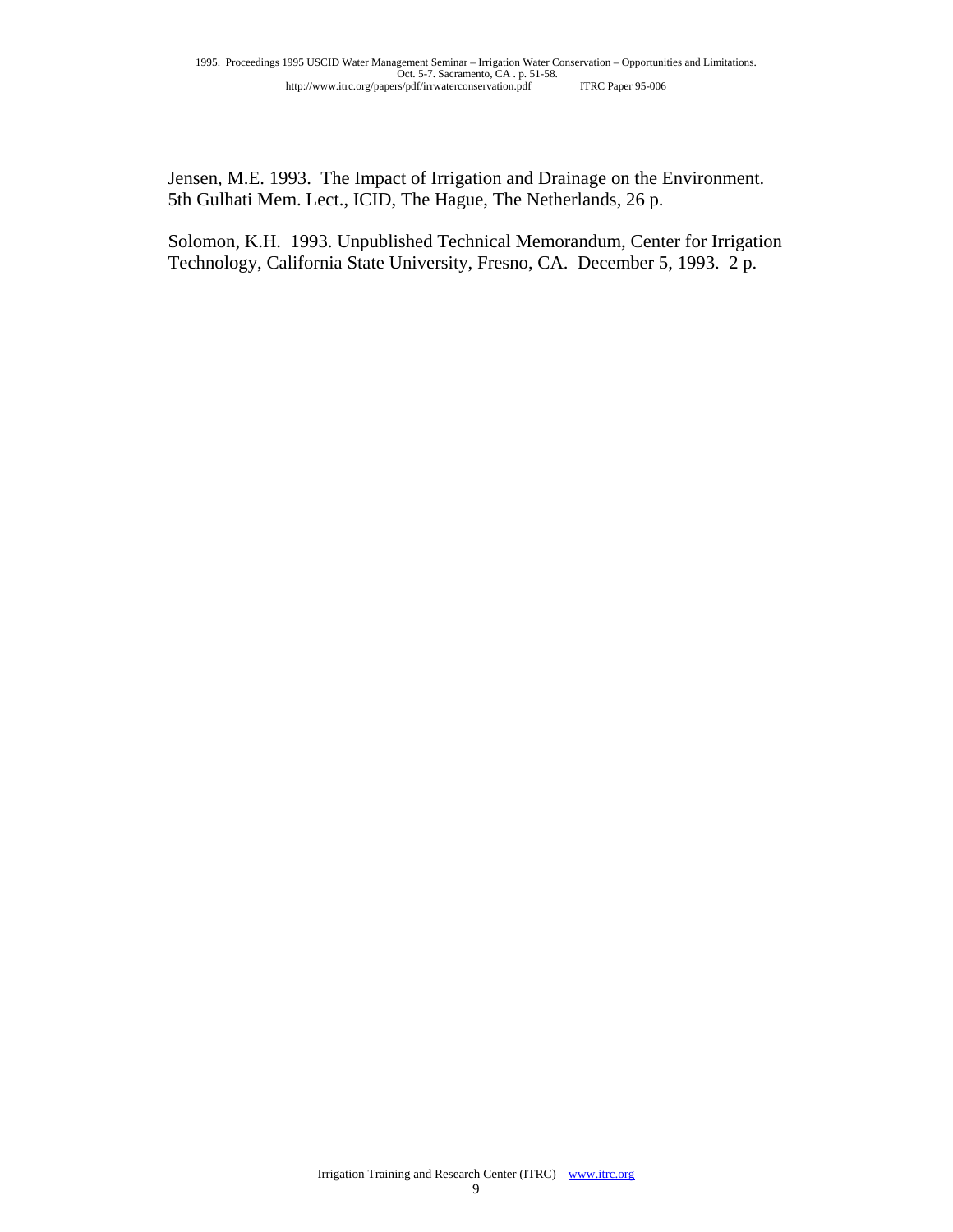Jensen, M.E. 1993. The Impact of Irrigation and Drainage on the Environment. 5th Gulhati Mem. Lect., ICID, The Hague, The Netherlands, 26 p.

Solomon, K.H. 1993. Unpublished Technical Memorandum, Center for Irrigation Technology, California State University, Fresno, CA. December 5, 1993. 2 p.